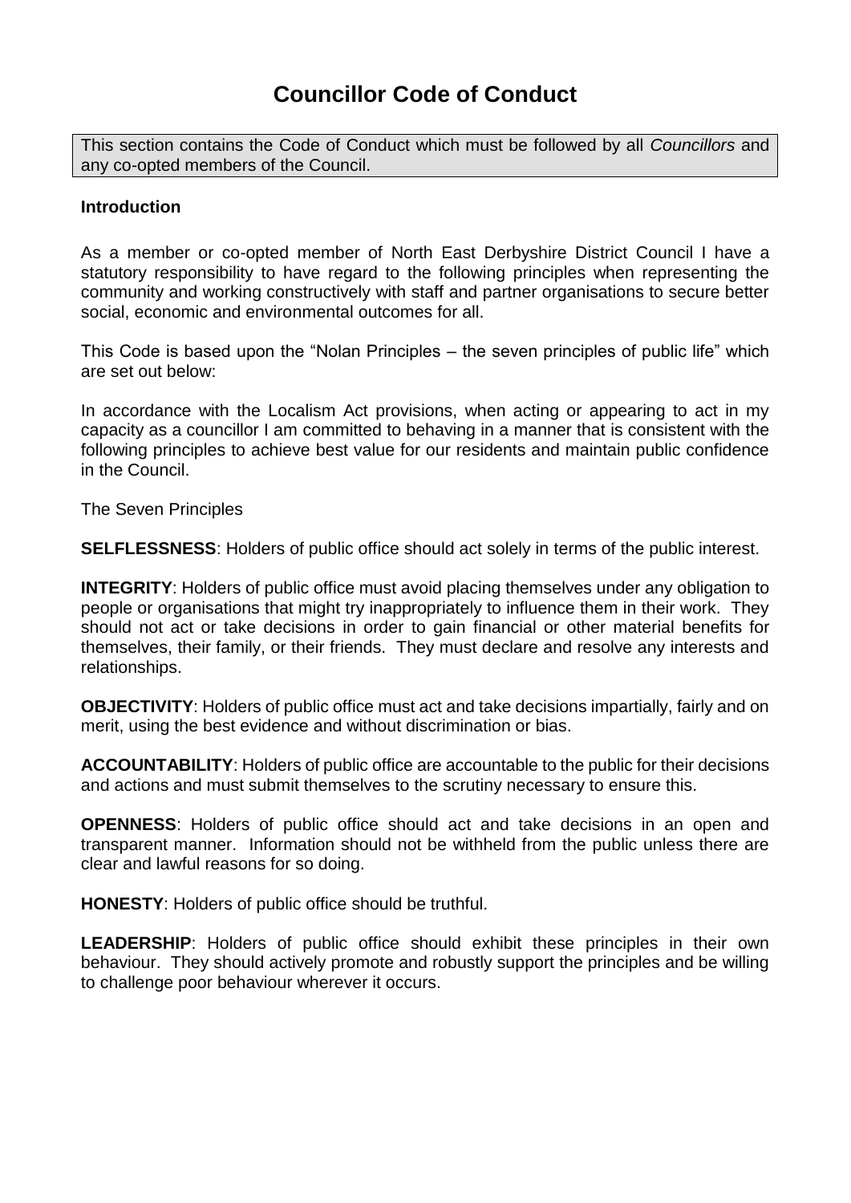# Councillor Code of Conduct

This section contains the Code of Conduct which must be followed by all *Councillors* and any co-opted members of the Council.

**Introduction**

As a member or co-opted member of North East Derbyshire District Council I have a statutory responsibility to have regard to the following principles when representing the community and working constructively with staff and partner organisations to secure better social, economic and environmental outcomes for all.

This Code is based upon the "Nolan Principles – the seven principles of public life" which are set out below:

In accordance with the Localism Act provisions, when acting or appearing to act in my capacity as a councillor I am committed to behaving in a manner that is consistent with the following principles to achieve best value for our residents and maintain public confidence in the Council.

The Seven Principles

**SELFLESSNESS**: Holders of public office should act solely in terms of the public interest.

**INTEGRITY**: Holders of public office must avoid placing themselves under any obligation to people or organisations that might try inappropriately to influence them in their work. They should not act or take decisions in order to gain financial or other material benefits for themselves, their family, or their friends. They must declare and resolve any interests and relationships.

**OBJECTIVITY**: Holders of public office must act and take decisions impartially, fairly and on merit, using the best evidence and without discrimination or bias.

**ACCOUNTABILITY**: Holders of public office are accountable to the public for their decisions and actions and must submit themselves to the scrutiny necessary to ensure this.

**OPENNESS**: Holders of public office should act and take decisions in an open and transparent manner. Information should not be withheld from the public unless there are clear and lawful reasons for so doing.

**HONESTY**: Holders of public office should be truthful.

**LEADERSHIP**: Holders of public office should exhibit these principles in their own behaviour. They should actively promote and robustly support the principles and be willing to challenge poor behaviour wherever it occurs.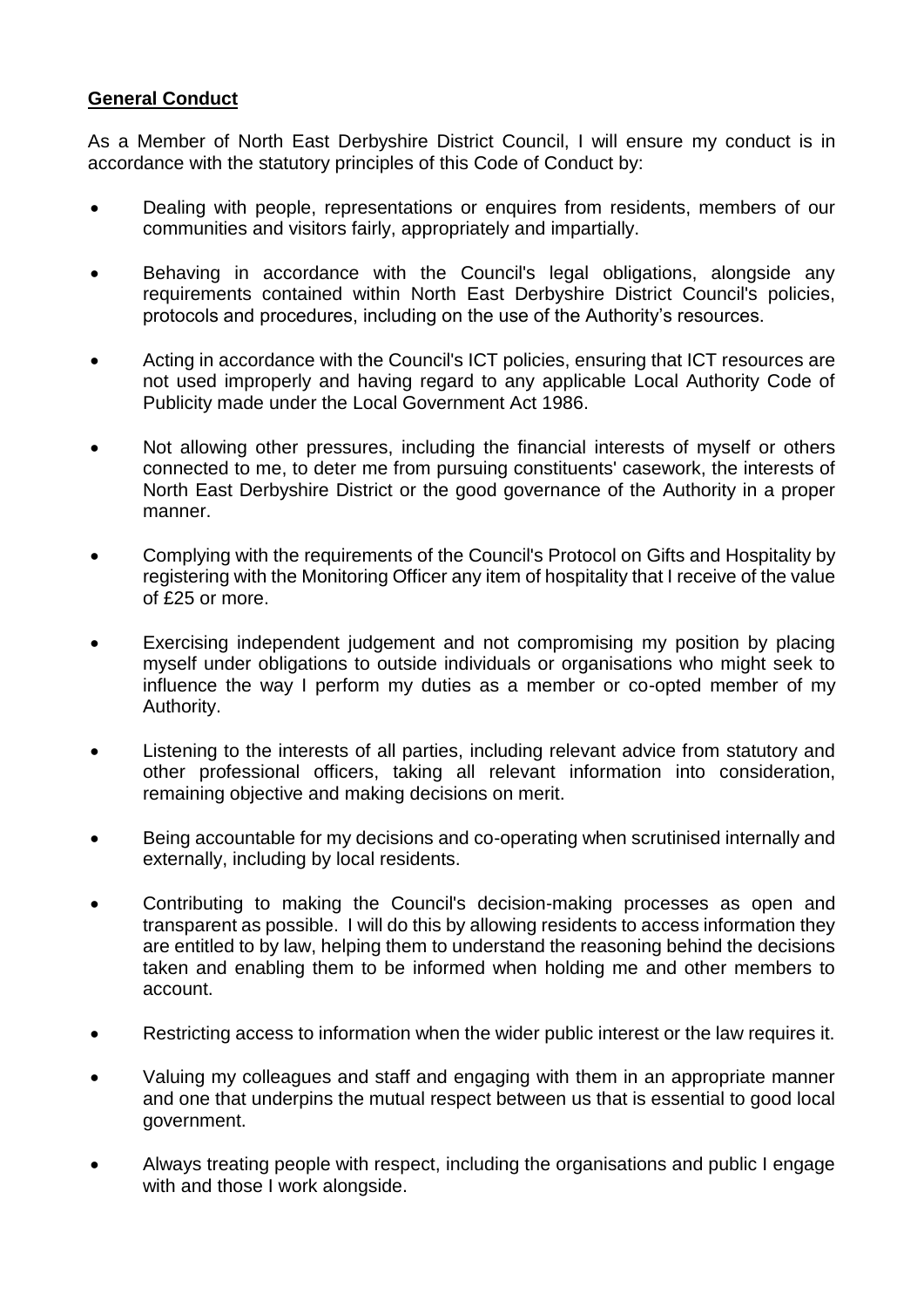**General Conduct**

As a Member of North East Derbyshire District Council, I will ensure my conduct is in accordance with the statutory principles of this Code of Conduct by:

- Dealing with people, representations or enquires from residents, members of our communities and visitors fairly, appropriately and impartially.
- Behaving in accordance with the Council's legal obligations, alongside any requirements contained within North East Derbyshire District Council's policies, protocols and procedures, including on the use of the Authority's resources.
- Acting in accordance with the Council's ICT policies, ensuring that ICT resources are not used improperly and having regard to any applicable Local Authority Code of Publicity made under the Local Government Act 1986.
- Not allowing other pressures, including the financial interests of myself or others connected to me, to deter me from pursuing constituents' casework, the interests of North East Derbyshire District or the good governance of the Authority in a proper manner.
- Complying with the requirements of the Council's Protocol on Gifts and Hospitality by registering with the Monitoring Officer any item of hospitality that I receive of the value of £25 or more.
- Exercising independent judgement and not compromising my position by placing myself under obligations to outside individuals or organisations who might seek to influence the way I perform my duties as a member or co-opted member of my Authority.
- Listening to the interests of all parties, including relevant advice from statutory and other professional officers, taking all relevant information into consideration, remaining objective and making decisions on merit.
- Being accountable for my decisions and co-operating when scrutinised internally and externally, including by local residents.
- Contributing to making the Council's decision-making processes as open and transparent as possible. I will do this by allowing residents to access information they are entitled to by law, helping them to understand the reasoning behind the decisions taken and enabling them to be informed when holding me and other members to account.
- Restricting access to information when the wider public interest or the law requires it.
- Valuing my colleagues and staff and engaging with them in an appropriate manner and one that underpins the mutual respect between us that is essential to good local government.
- Always treating people with respect, including the organisations and public I engage with and those I work alongside.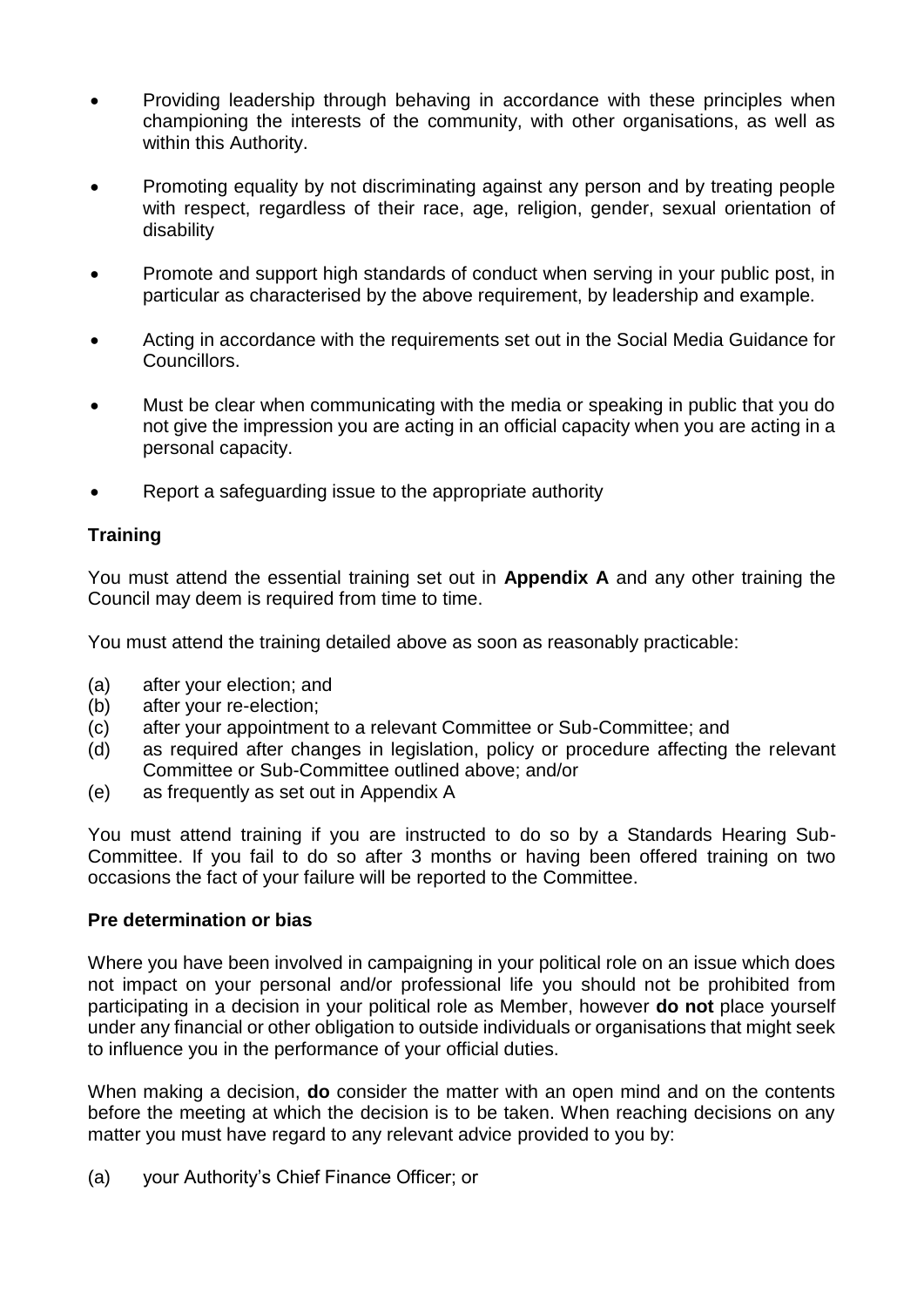- Providing leadership through behaving in accordance with these principles when championing the interests of the community, with other organisations, as well as within this Authority.
- Promoting equality by not discriminating against any person and by treating people with respect, regardless of their race, age, religion, gender, sexual orientation of disability
- Promote and support high standards of conduct when serving in your public post, in particular as characterised by the above requirement, by leadership and example.
- Acting in accordance with the requirements set out in the Social Media Guidance for Councillors.
- Must be clear when communicating with the media or speaking in public that you do not give the impression you are acting in an official capacity when you are acting in a personal capacity.
- Report a safeguarding issue to the appropriate authority

**Training**

You must attend the essential training set out in **Appendix A** and any other training the Council may deem is required from time to time.

You must attend the training detailed above as soon as reasonably practicable:

(a) after your election; and
(b) after your re-election;
(c) after your appointment to a relevant Committee or Sub-Committee; and
(d) as required after changes in legislation, policy or procedure affecting the relevant Committee or Sub-Committee outlined above; and/or
(e) as frequently as set out in Appendix A

You must attend training if you are instructed to do so by a Standards Hearing Sub-Committee. If you fail to do so after 3 months or having been offered training on two occasions the fact of your failure will be reported to the Committee.

**Pre determination or bias**

Where you have been involved in campaigning in your political role on an issue which does not impact on your personal and/or professional life you should not be prohibited from participating in a decision in your political role as Member, however **do not** place yourself under any financial or other obligation to outside individuals or organisations that might seek to influence you in the performance of your official duties.

When making a decision, **do** consider the matter with an open mind and on the contents before the meeting at which the decision is to be taken. When reaching decisions on any matter you must have regard to any relevant advice provided to you by:

(a) your Authority's Chief Finance Officer; or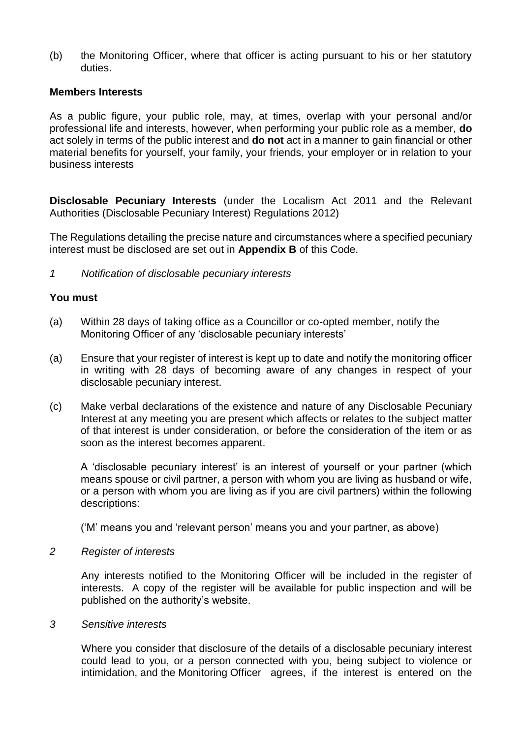(b) the Monitoring Officer, where that officer is acting pursuant to his or her statutory duties.

**Members Interests**

As a public figure, your public role, may, at times, overlap with your personal and/or professional life and interests, however, when performing your public role as a member, **do** act solely in terms of the public interest and **do not** act in a manner to gain financial or other material benefits for yourself, your family, your friends, your employer or in relation to your business interests

**Disclosable Pecuniary Interests** (under the Localism Act 2011 and the Relevant Authorities (Disclosable Pecuniary Interest) Regulations 2012)

The Regulations detailing the precise nature and circumstances where a specified pecuniary interest must be disclosed are set out in **Appendix B** of this Code.

*1 Notification of disclosable pecuniary interests*

**You must**

(a) Within 28 days of taking office as a Councillor or co-opted member, notify the Monitoring Officer of any 'disclosable pecuniary interests'

(a) Ensure that your register of interest is kept up to date and notify the monitoring officer in writing with 28 days of becoming aware of any changes in respect of your disclosable pecuniary interest.

(c) Make verbal declarations of the existence and nature of any Disclosable Pecuniary Interest at any meeting you are present which affects or relates to the subject matter of that interest is under consideration, or before the consideration of the item or as soon as the interest becomes apparent.

A 'disclosable pecuniary interest' is an interest of yourself or your partner (which means spouse or civil partner, a person with whom you are living as husband or wife, or a person with whom you are living as if you are civil partners) within the following descriptions:

('M' means you and 'relevant person' means you and your partner, as above)

*2 Register of interests*

Any interests notified to the Monitoring Officer will be included in the register of interests. A copy of the register will be available for public inspection and will be published on the authority's website.

*3 Sensitive interests*

Where you consider that disclosure of the details of a disclosable pecuniary interest could lead to you, or a person connected with you, being subject to violence or intimidation, and the Monitoring Officer agrees, if the interest is entered on the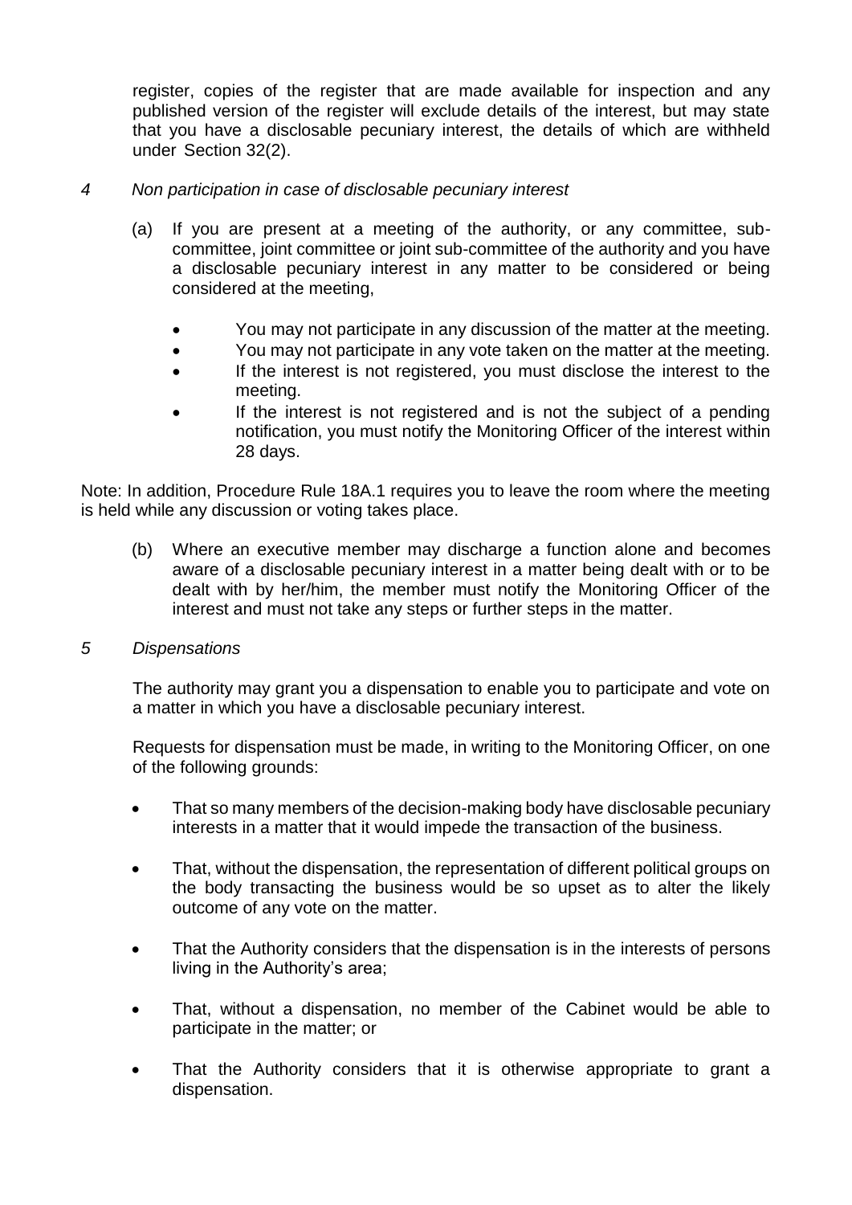register, copies of the register that are made available for inspection and any published version of the register will exclude details of the interest, but may state that you have a disclosable pecuniary interest, the details of which are withheld under Section 32(2).

*4 Non participation in case of disclosable pecuniary interest*

(a) If you are present at a meeting of the authority, or any committee, sub-committee, joint committee or joint sub-committee of the authority and you have a disclosable pecuniary interest in any matter to be considered or being considered at the meeting,

- You may not participate in any discussion of the matter at the meeting.
- You may not participate in any vote taken on the matter at the meeting.
- If the interest is not registered, you must disclose the interest to the meeting.
- If the interest is not registered and is not the subject of a pending notification, you must notify the Monitoring Officer of the interest within 28 days.

Note: In addition, Procedure Rule 18A.1 requires you to leave the room where the meeting is held while any discussion or voting takes place.

(b) Where an executive member may discharge a function alone and becomes aware of a disclosable pecuniary interest in a matter being dealt with or to be dealt with by her/him, the member must notify the Monitoring Officer of the interest and must not take any steps or further steps in the matter.

*5 Dispensations*

The authority may grant you a dispensation to enable you to participate and vote on a matter in which you have a disclosable pecuniary interest.

Requests for dispensation must be made, in writing to the Monitoring Officer, on one of the following grounds:

- That so many members of the decision-making body have disclosable pecuniary interests in a matter that it would impede the transaction of the business.
- That, without the dispensation, the representation of different political groups on the body transacting the business would be so upset as to alter the likely outcome of any vote on the matter.
- That the Authority considers that the dispensation is in the interests of persons living in the Authority's area;
- That, without a dispensation, no member of the Cabinet would be able to participate in the matter; or
- That the Authority considers that it is otherwise appropriate to grant a dispensation.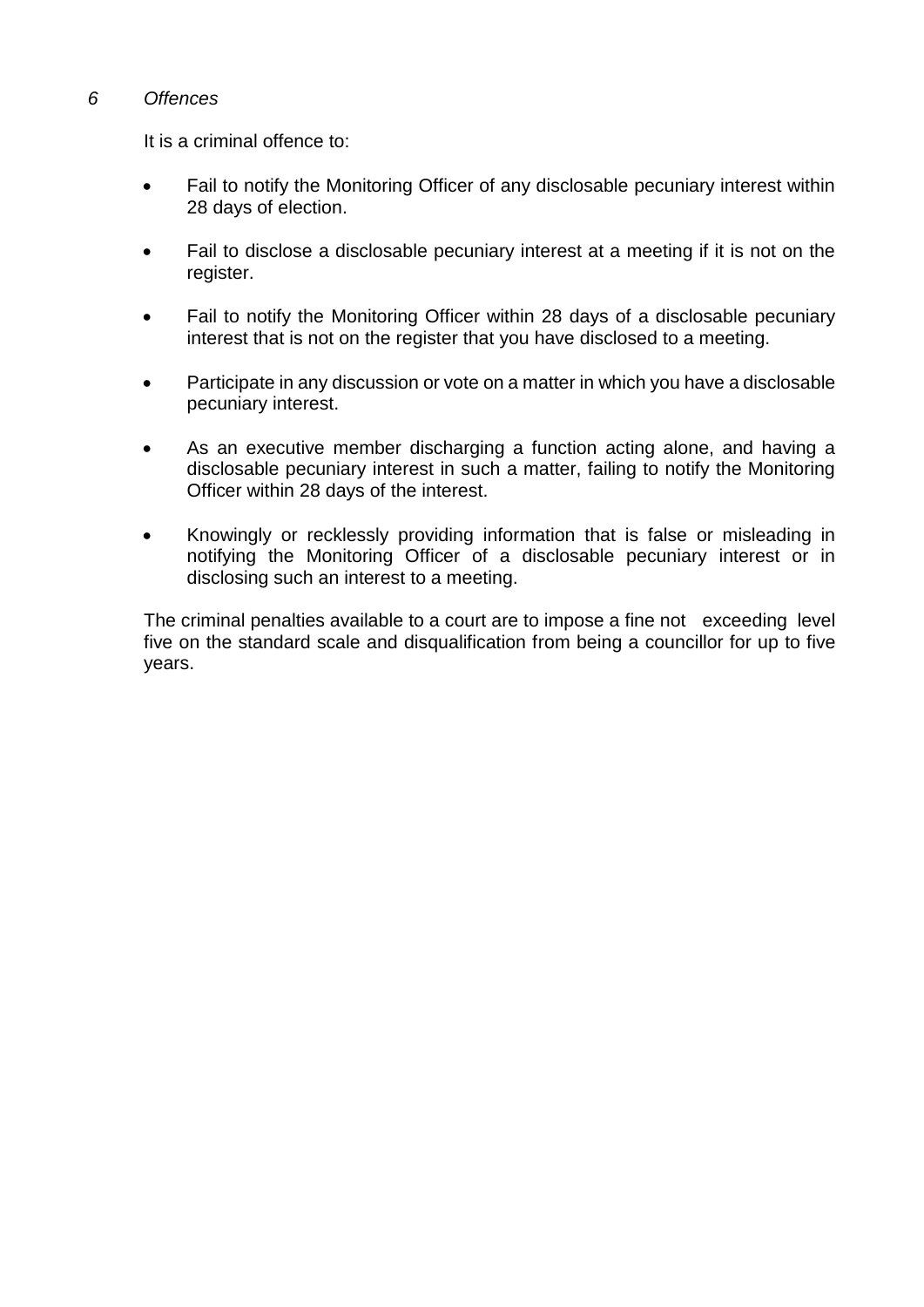## *6 Offences*

It is a criminal offence to:

- Fail to notify the Monitoring Officer of any disclosable pecuniary interest within 28 days of election.
- Fail to disclose a disclosable pecuniary interest at a meeting if it is not on the register.
- Fail to notify the Monitoring Officer within 28 days of a disclosable pecuniary interest that is not on the register that you have disclosed to a meeting.
- Participate in any discussion or vote on a matter in which you have a disclosable pecuniary interest.
- As an executive member discharging a function acting alone, and having a disclosable pecuniary interest in such a matter, failing to notify the Monitoring Officer within 28 days of the interest.
- Knowingly or recklessly providing information that is false or misleading in notifying the Monitoring Officer of a disclosable pecuniary interest or in disclosing such an interest to a meeting.

The criminal penalties available to a court are to impose a fine not exceeding level five on the standard scale and disqualification from being a councillor for up to five years.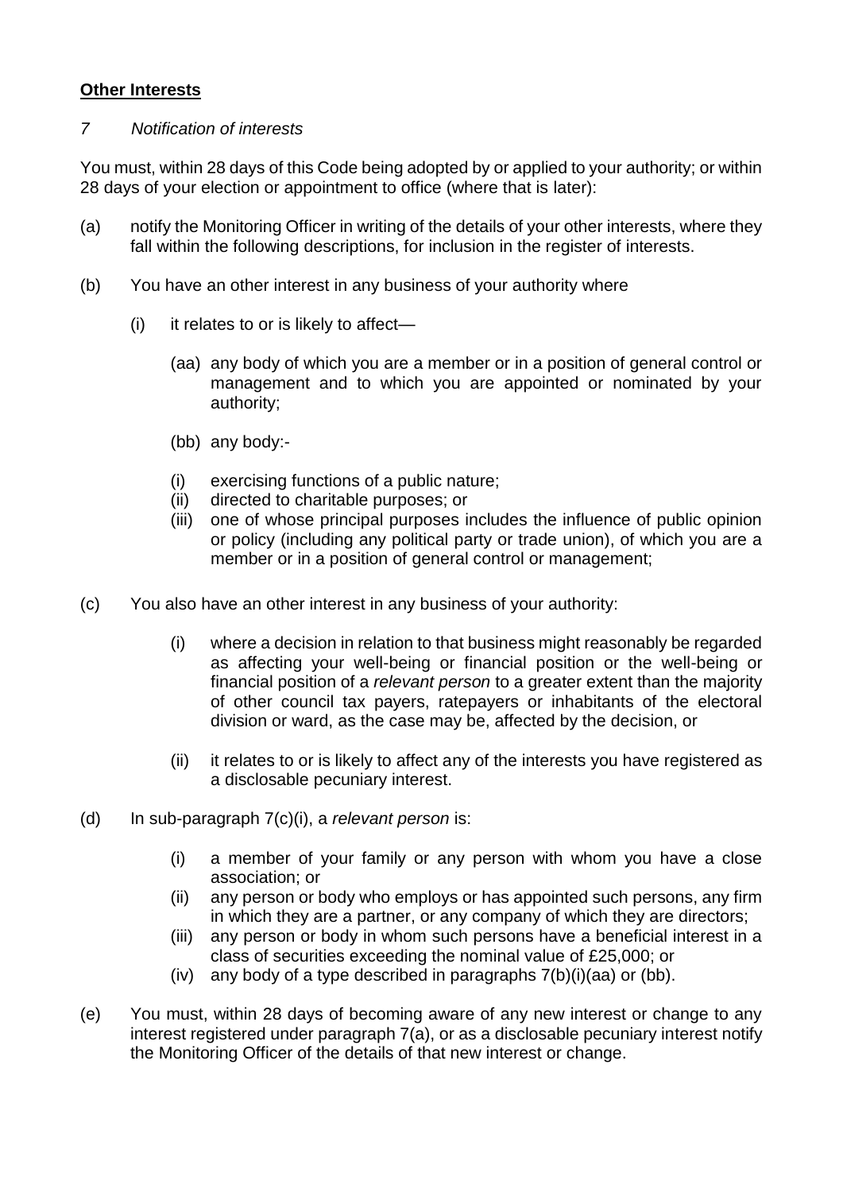**Other Interests**

*7 Notification of interests*

You must, within 28 days of this Code being adopted by or applied to your authority; or within 28 days of your election or appointment to office (where that is later):

(a) notify the Monitoring Officer in writing of the details of your other interests, where they fall within the following descriptions, for inclusion in the register of interests.

(b) You have an other interest in any business of your authority where

 (i) it relates to or is likely to affect—

  (aa) any body of which you are a member or in a position of general control or management and to which you are appointed or nominated by your authority;

  (bb) any body:-

  (i) exercising functions of a public nature;
  (ii) directed to charitable purposes; or
  (iii) one of whose principal purposes includes the influence of public opinion or policy (including any political party or trade union), of which you are a member or in a position of general control or management;

(c) You also have an other interest in any business of your authority:

 (i) where a decision in relation to that business might reasonably be regarded as affecting your well-being or financial position or the well-being or financial position of a *relevant person* to a greater extent than the majority of other council tax payers, ratepayers or inhabitants of the electoral division or ward, as the case may be, affected by the decision, or

 (ii) it relates to or is likely to affect any of the interests you have registered as a disclosable pecuniary interest.

(d) In sub-paragraph 7(c)(i), a *relevant person* is:

 (i) a member of your family or any person with whom you have a close association; or
 (ii) any person or body who employs or has appointed such persons, any firm in which they are a partner, or any company of which they are directors;
 (iii) any person or body in whom such persons have a beneficial interest in a class of securities exceeding the nominal value of £25,000; or
 (iv) any body of a type described in paragraphs 7(b)(i)(aa) or (bb).

(e) You must, within 28 days of becoming aware of any new interest or change to any interest registered under paragraph 7(a), or as a disclosable pecuniary interest notify the Monitoring Officer of the details of that new interest or change.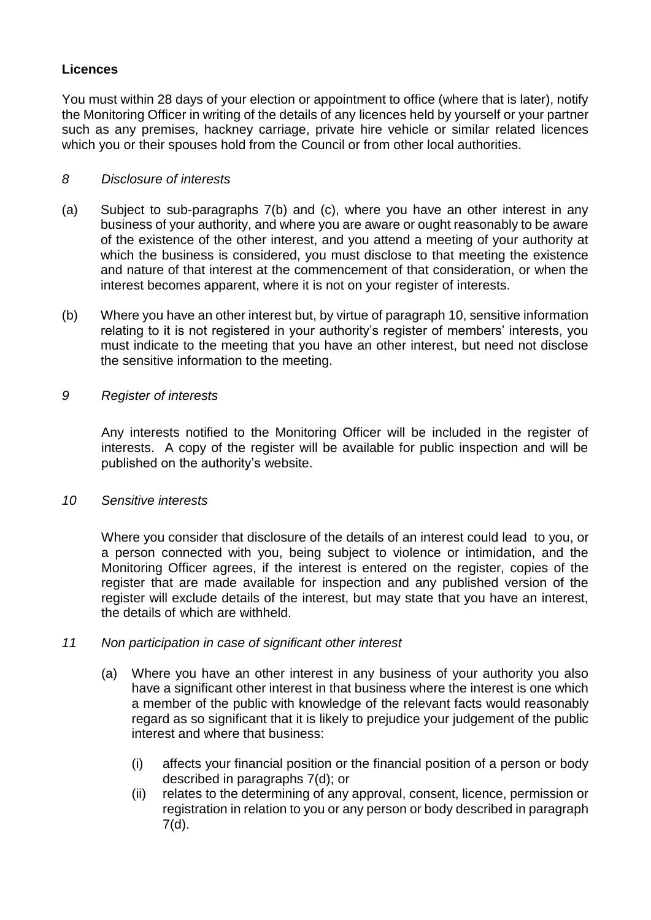**Licences**

You must within 28 days of your election or appointment to office (where that is later), notify the Monitoring Officer in writing of the details of any licences held by yourself or your partner such as any premises, hackney carriage, private hire vehicle or similar related licences which you or their spouses hold from the Council or from other local authorities.

*8 Disclosure of interests*

(a) Subject to sub-paragraphs 7(b) and (c), where you have an other interest in any business of your authority, and where you are aware or ought reasonably to be aware of the existence of the other interest, and you attend a meeting of your authority at which the business is considered, you must disclose to that meeting the existence and nature of that interest at the commencement of that consideration, or when the interest becomes apparent, where it is not on your register of interests.

(b) Where you have an other interest but, by virtue of paragraph 10, sensitive information relating to it is not registered in your authority's register of members' interests, you must indicate to the meeting that you have an other interest, but need not disclose the sensitive information to the meeting.

*9 Register of interests*

Any interests notified to the Monitoring Officer will be included in the register of interests. A copy of the register will be available for public inspection and will be published on the authority's website.

*10 Sensitive interests*

Where you consider that disclosure of the details of an interest could lead to you, or a person connected with you, being subject to violence or intimidation, and the Monitoring Officer agrees, if the interest is entered on the register, copies of the register that are made available for inspection and any published version of the register will exclude details of the interest, but may state that you have an interest, the details of which are withheld.

*11 Non participation in case of significant other interest*

(a) Where you have an other interest in any business of your authority you also have a significant other interest in that business where the interest is one which a member of the public with knowledge of the relevant facts would reasonably regard as so significant that it is likely to prejudice your judgement of the public interest and where that business:

  (i) affects your financial position or the financial position of a person or body described in paragraphs 7(d); or
  (ii) relates to the determining of any approval, consent, licence, permission or registration in relation to you or any person or body described in paragraph 7(d).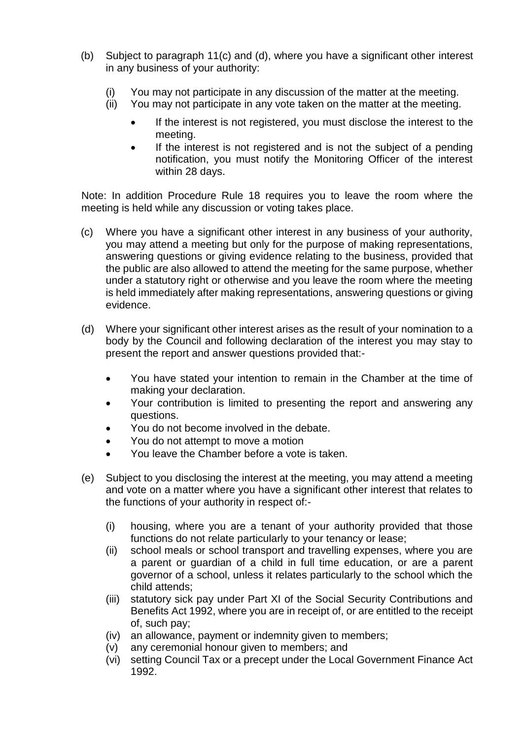(b) Subject to paragraph 11(c) and (d), where you have a significant other interest in any business of your authority:

   (i) You may not participate in any discussion of the matter at the meeting.
   (ii) You may not participate in any vote taken on the matter at the meeting.

   - If the interest is not registered, you must disclose the interest to the meeting.
   - If the interest is not registered and is not the subject of a pending notification, you must notify the Monitoring Officer of the interest within 28 days.

Note: In addition Procedure Rule 18 requires you to leave the room where the meeting is held while any discussion or voting takes place.

(c) Where you have a significant other interest in any business of your authority, you may attend a meeting but only for the purpose of making representations, answering questions or giving evidence relating to the business, provided that the public are also allowed to attend the meeting for the same purpose, whether under a statutory right or otherwise and you leave the room where the meeting is held immediately after making representations, answering questions or giving evidence.

(d) Where your significant other interest arises as the result of your nomination to a body by the Council and following declaration of the interest you may stay to present the report and answer questions provided that:-

   - You have stated your intention to remain in the Chamber at the time of making your declaration.
   - Your contribution is limited to presenting the report and answering any questions.
   - You do not become involved in the debate.
   - You do not attempt to move a motion
   - You leave the Chamber before a vote is taken.

(e) Subject to you disclosing the interest at the meeting, you may attend a meeting and vote on a matter where you have a significant other interest that relates to the functions of your authority in respect of:-

   (i) housing, where you are a tenant of your authority provided that those functions do not relate particularly to your tenancy or lease;
   (ii) school meals or school transport and travelling expenses, where you are a parent or guardian of a child in full time education, or are a parent governor of a school, unless it relates particularly to the school which the child attends;
   (iii) statutory sick pay under Part XI of the Social Security Contributions and Benefits Act 1992, where you are in receipt of, or are entitled to the receipt of, such pay;
   (iv) an allowance, payment or indemnity given to members;
   (v) any ceremonial honour given to members; and
   (vi) setting Council Tax or a precept under the Local Government Finance Act 1992.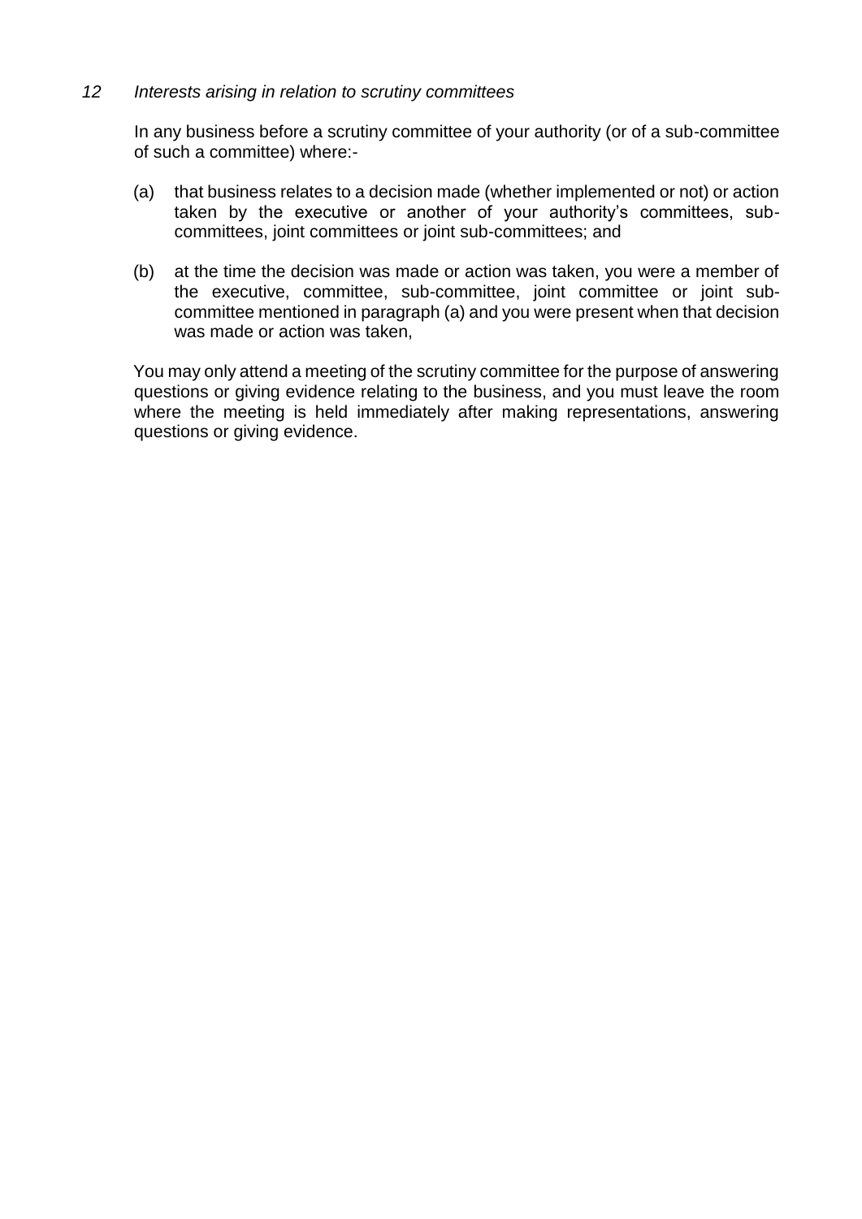*12 Interests arising in relation to scrutiny committees*

In any business before a scrutiny committee of your authority (or of a sub-committee of such a committee) where:-

(a) that business relates to a decision made (whether implemented or not) or action taken by the executive or another of your authority's committees, sub-committees, joint committees or joint sub-committees; and

(b) at the time the decision was made or action was taken, you were a member of the executive, committee, sub-committee, joint committee or joint sub-committee mentioned in paragraph (a) and you were present when that decision was made or action was taken,

You may only attend a meeting of the scrutiny committee for the purpose of answering questions or giving evidence relating to the business, and you must leave the room where the meeting is held immediately after making representations, answering questions or giving evidence.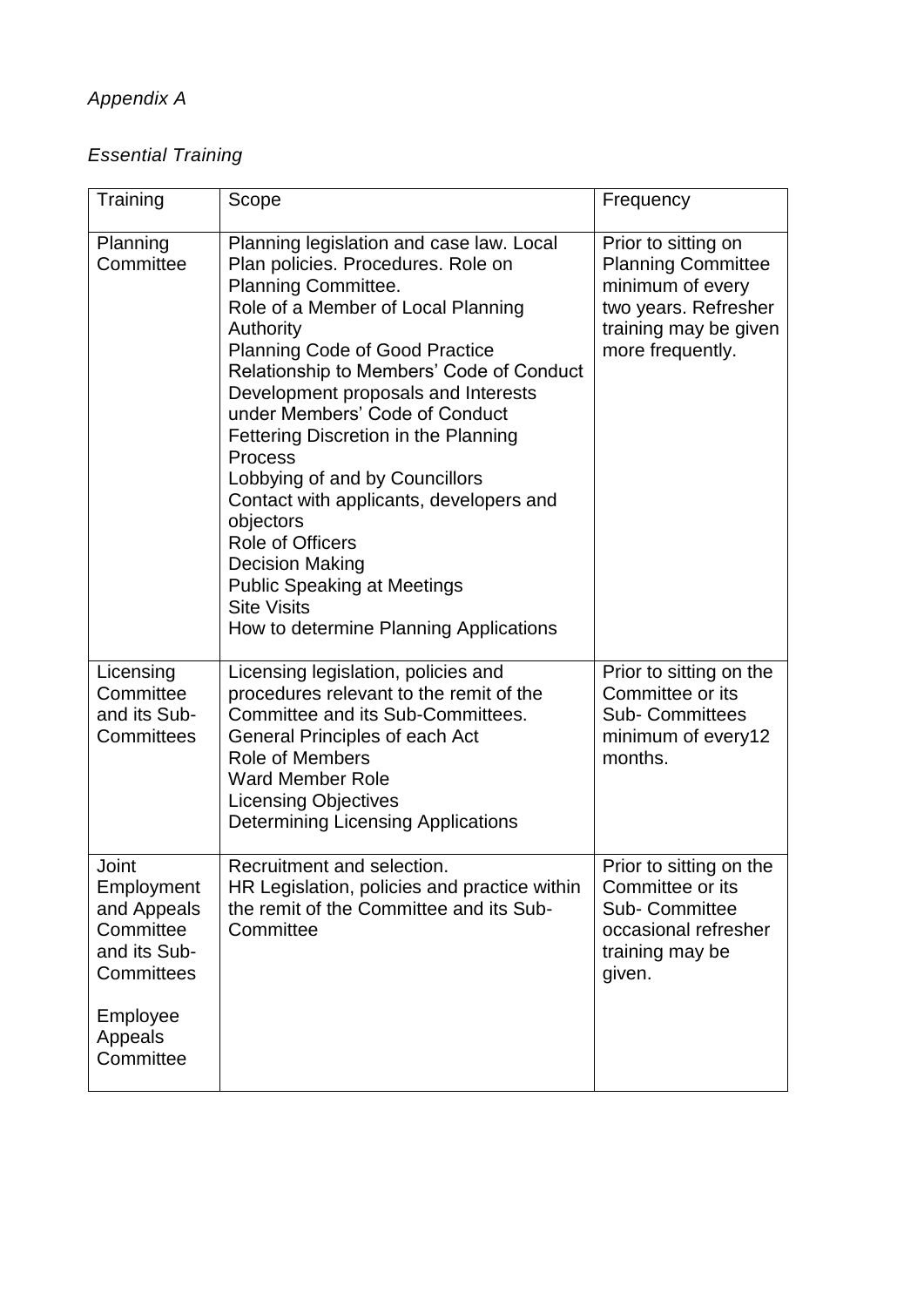*Appendix A*

*Essential Training*

| Training | Scope | Frequency |
|---|---|---|
| Planning Committee | Planning legislation and case law. Local Plan policies. Procedures. Role on Planning Committee.<br>Role of a Member of Local Planning Authority<br>Planning Code of Good Practice<br>Relationship to Members' Code of Conduct<br>Development proposals and Interests under Members' Code of Conduct<br>Fettering Discretion in the Planning Process<br>Lobbying of and by Councillors<br>Contact with applicants, developers and objectors<br>Role of Officers<br>Decision Making<br>Public Speaking at Meetings<br>Site Visits<br>How to determine Planning Applications | Prior to sitting on Planning Committee minimum of every two years. Refresher training may be given more frequently. |
| Licensing Committee and its Sub-Committees | Licensing legislation, policies and procedures relevant to the remit of the Committee and its Sub-Committees.<br>General Principles of each Act<br>Role of Members<br>Ward Member Role<br>Licensing Objectives<br>Determining Licensing Applications | Prior to sitting on the Committee or its Sub- Committees minimum of every12 months. |
| Joint Employment and Appeals Committee and its Sub-Committees<br><br>Employee Appeals Committee | Recruitment and selection.<br>HR Legislation, policies and practice within the remit of the Committee and its Sub-Committee | Prior to sitting on the Committee or its Sub- Committee occasional refresher training may be given. |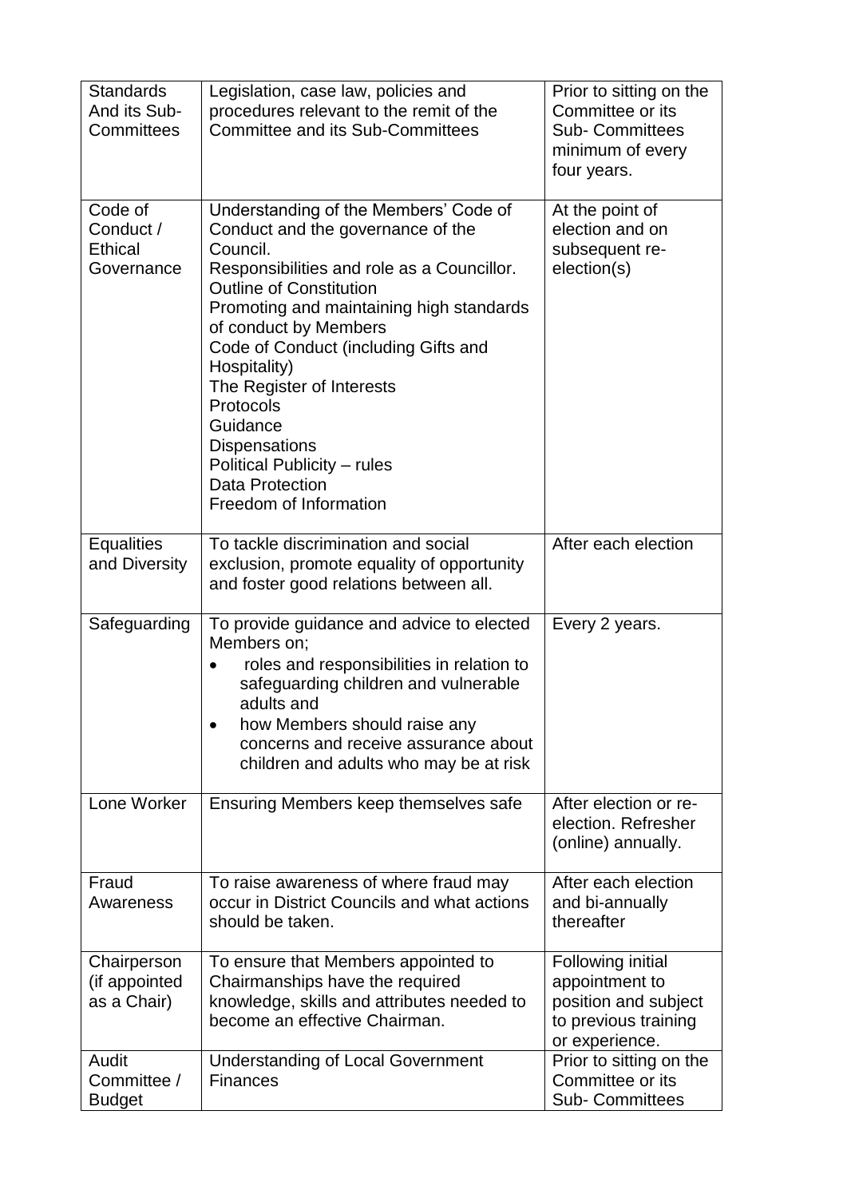| Standards And its Sub-Committees | Legislation, case law, policies and procedures relevant to the remit of the Committee and its Sub-Committees | Prior to sitting on the Committee or its Sub- Committees minimum of every four years. |
|---|---|---|
| Code of Conduct / Ethical Governance | Understanding of the Members' Code of Conduct and the governance of the Council.<br>Responsibilities and role as a Councillor.<br>Outline of Constitution<br>Promoting and maintaining high standards of conduct by Members<br>Code of Conduct (including Gifts and Hospitality)<br>The Register of Interests<br>Protocols<br>Guidance<br>Dispensations<br>Political Publicity – rules<br>Data Protection<br>Freedom of Information | At the point of election and on subsequent re-election(s) |
| Equalities and Diversity | To tackle discrimination and social exclusion, promote equality of opportunity and foster good relations between all. | After each election |
| Safeguarding | To provide guidance and advice to elected Members on;<br>• roles and responsibilities in relation to safeguarding children and vulnerable adults and<br>• how Members should raise any concerns and receive assurance about children and adults who may be at risk | Every 2 years. |
| Lone Worker | Ensuring Members keep themselves safe | After election or re-election. Refresher (online) annually. |
| Fraud Awareness | To raise awareness of where fraud may occur in District Councils and what actions should be taken. | After each election and bi-annually thereafter |
| Chairperson (if appointed as a Chair) | To ensure that Members appointed to Chairmanships have the required knowledge, skills and attributes needed to become an effective Chairman. | Following initial appointment to position and subject to previous training or experience. |
| Audit Committee / Budget | Understanding of Local Government Finances | Prior to sitting on the Committee or its Sub- Committees |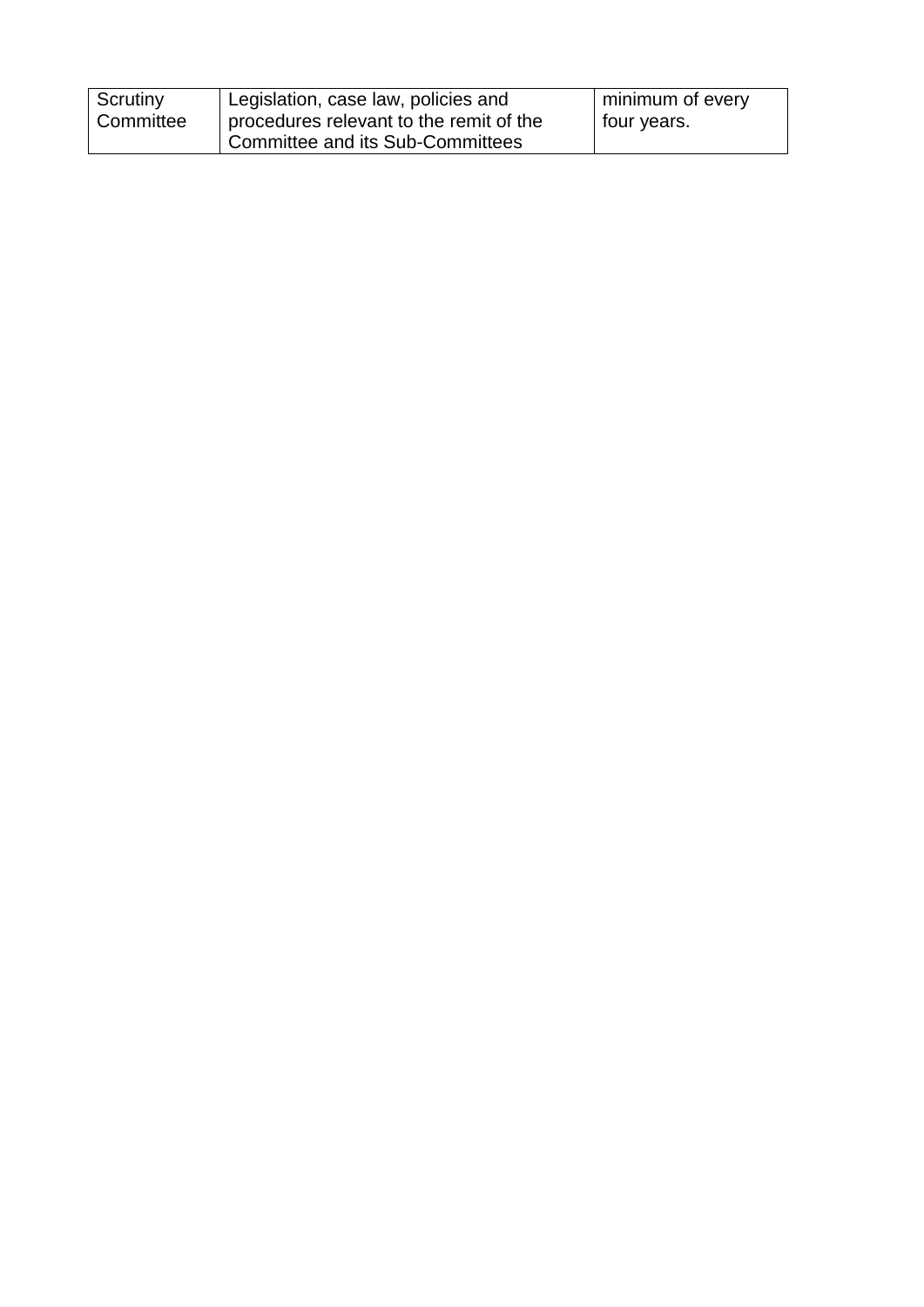| Scrutiny Committee | Legislation, case law, policies and procedures relevant to the remit of the Committee and its Sub-Committees | minimum of every four years. |
|---|---|---|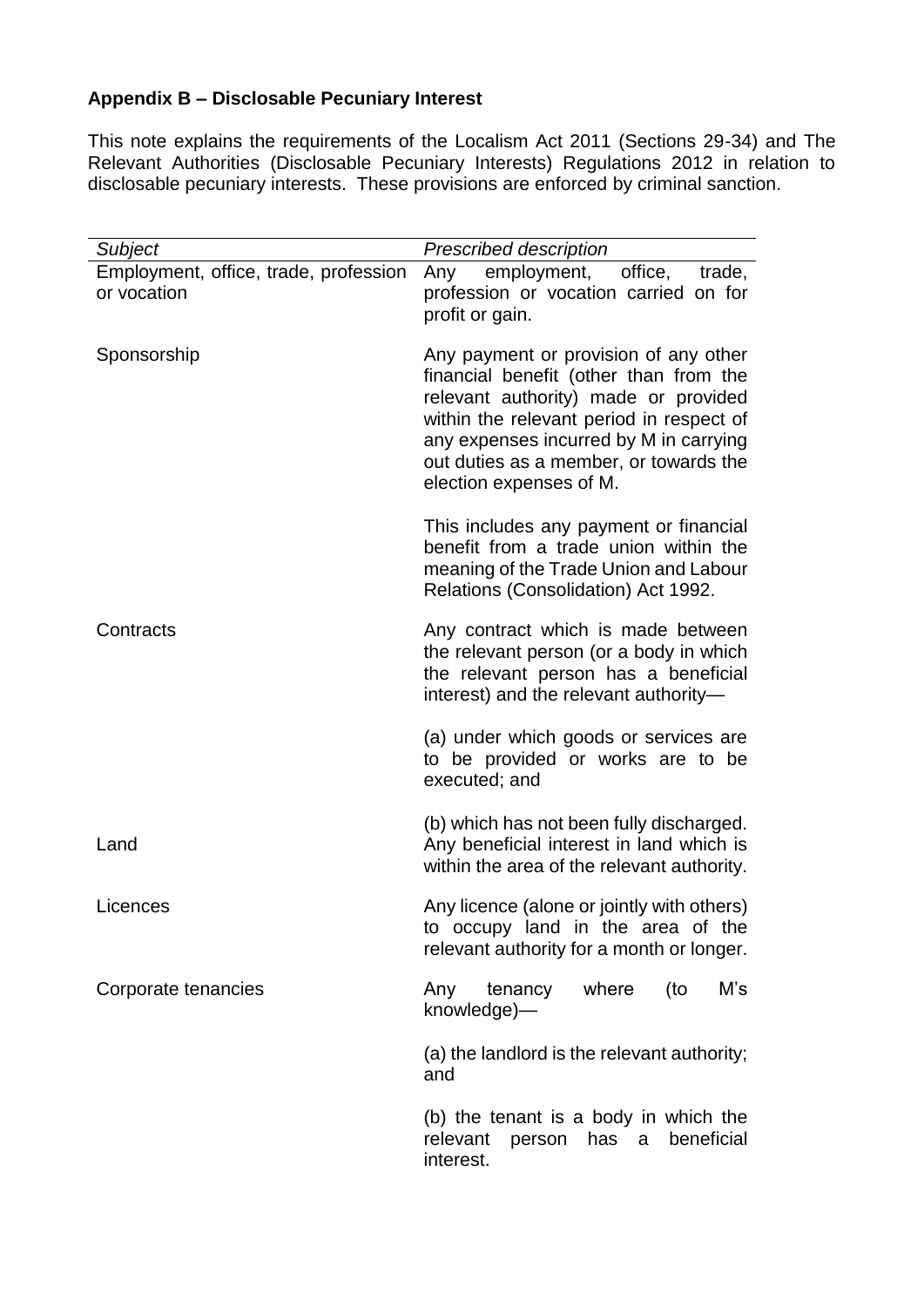**Appendix B – Disclosable Pecuniary Interest**

This note explains the requirements of the Localism Act 2011 (Sections 29-34) and The Relevant Authorities (Disclosable Pecuniary Interests) Regulations 2012 in relation to disclosable pecuniary interests. These provisions are enforced by criminal sanction.

| *Subject* | *Prescribed description* |
|---|---|
| Employment, office, trade, profession or vocation | Any employment, office, trade, profession or vocation carried on for profit or gain. |
| Sponsorship | Any payment or provision of any other financial benefit (other than from the relevant authority) made or provided within the relevant period in respect of any expenses incurred by M in carrying out duties as a member, or towards the election expenses of M.<br><br>This includes any payment or financial benefit from a trade union within the meaning of the Trade Union and Labour Relations (Consolidation) Act 1992. |
| Contracts | Any contract which is made between the relevant person (or a body in which the relevant person has a beneficial interest) and the relevant authority—<br><br>(a) under which goods or services are to be provided or works are to be executed; and<br><br>(b) which has not been fully discharged. |
| Land | Any beneficial interest in land which is within the area of the relevant authority. |
| Licences | Any licence (alone or jointly with others) to occupy land in the area of the relevant authority for a month or longer. |
| Corporate tenancies | Any tenancy where (to M's knowledge)—<br><br>(a) the landlord is the relevant authority; and<br><br>(b) the tenant is a body in which the relevant person has a beneficial interest. |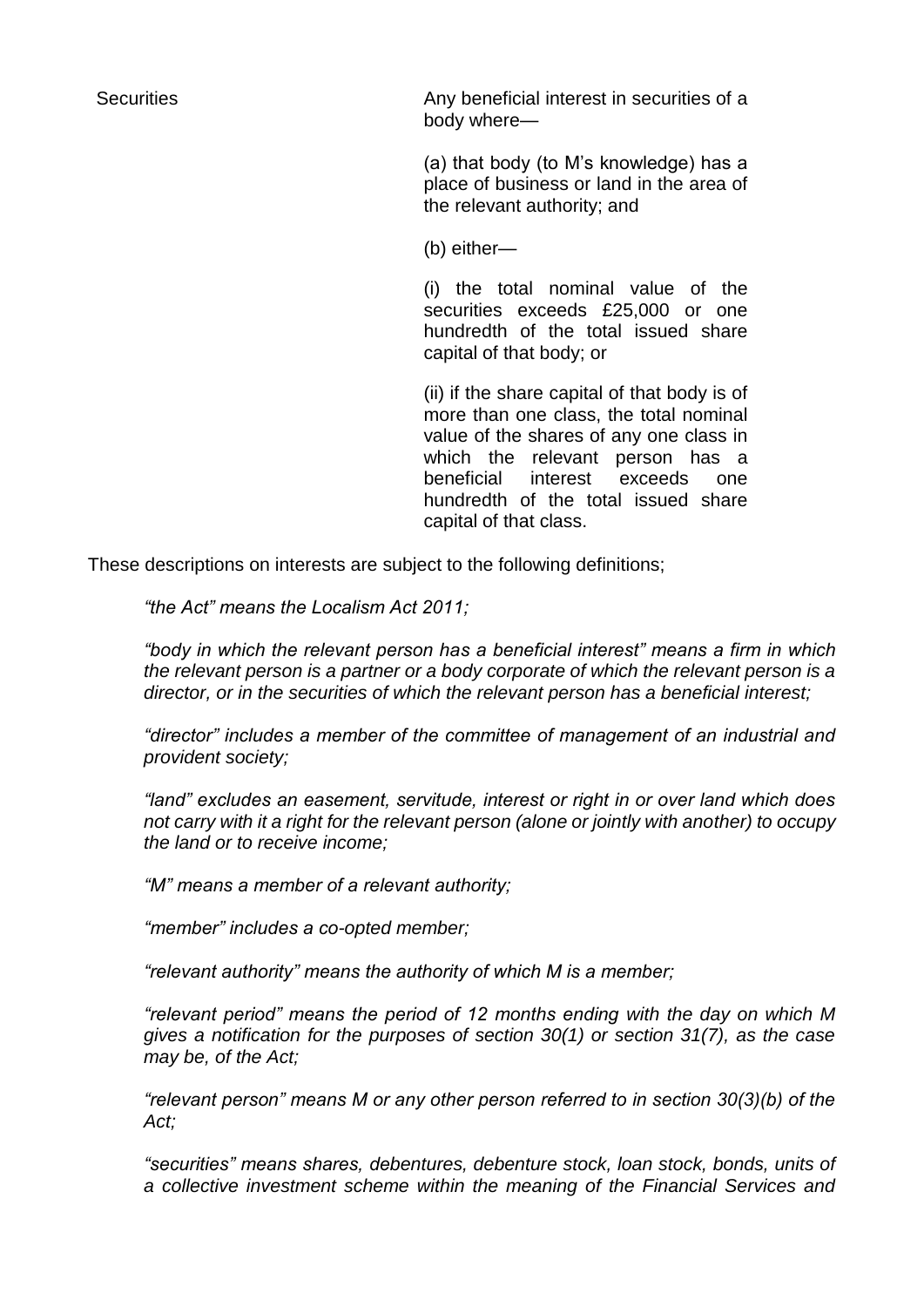| Securities | Any beneficial interest in securities of a body where—<br><br>(a) that body (to M's knowledge) has a place of business or land in the area of the relevant authority; and<br><br>(b) either—<br><br>(i) the total nominal value of the securities exceeds £25,000 or one hundredth of the total issued share capital of that body; or<br><br>(ii) if the share capital of that body is of more than one class, the total nominal value of the shares of any one class in which the relevant person has a beneficial interest exceeds one hundredth of the total issued share capital of that class. |
|---|---|

These descriptions on interests are subject to the following definitions;

*"the Act" means the Localism Act 2011;*

*"body in which the relevant person has a beneficial interest" means a firm in which the relevant person is a partner or a body corporate of which the relevant person is a director, or in the securities of which the relevant person has a beneficial interest;*

*"director" includes a member of the committee of management of an industrial and provident society;*

*"land" excludes an easement, servitude, interest or right in or over land which does not carry with it a right for the relevant person (alone or jointly with another) to occupy the land or to receive income;*

*"M" means a member of a relevant authority;*

*"member" includes a co-opted member;*

*"relevant authority" means the authority of which M is a member;*

*"relevant period" means the period of 12 months ending with the day on which M gives a notification for the purposes of section 30(1) or section 31(7), as the case may be, of the Act;*

*"relevant person" means M or any other person referred to in section 30(3)(b) of the Act;*

*"securities" means shares, debentures, debenture stock, loan stock, bonds, units of a collective investment scheme within the meaning of the Financial Services and*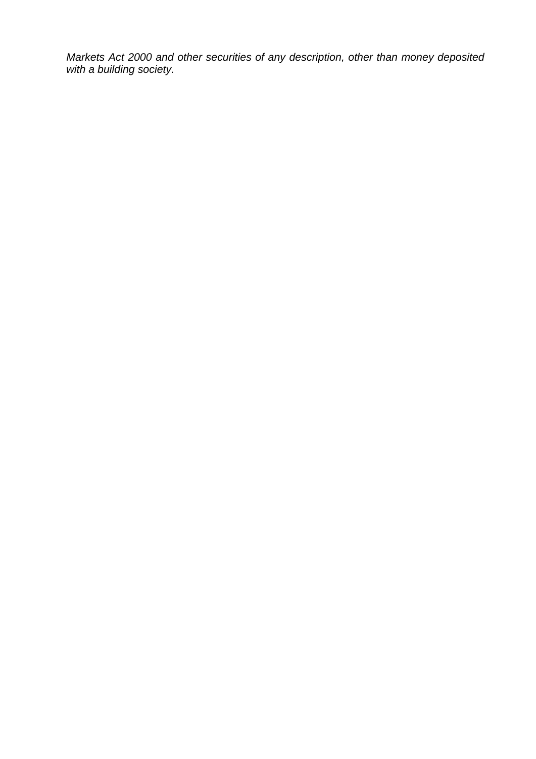*Markets Act 2000 and other securities of any description, other than money deposited with a building society.*